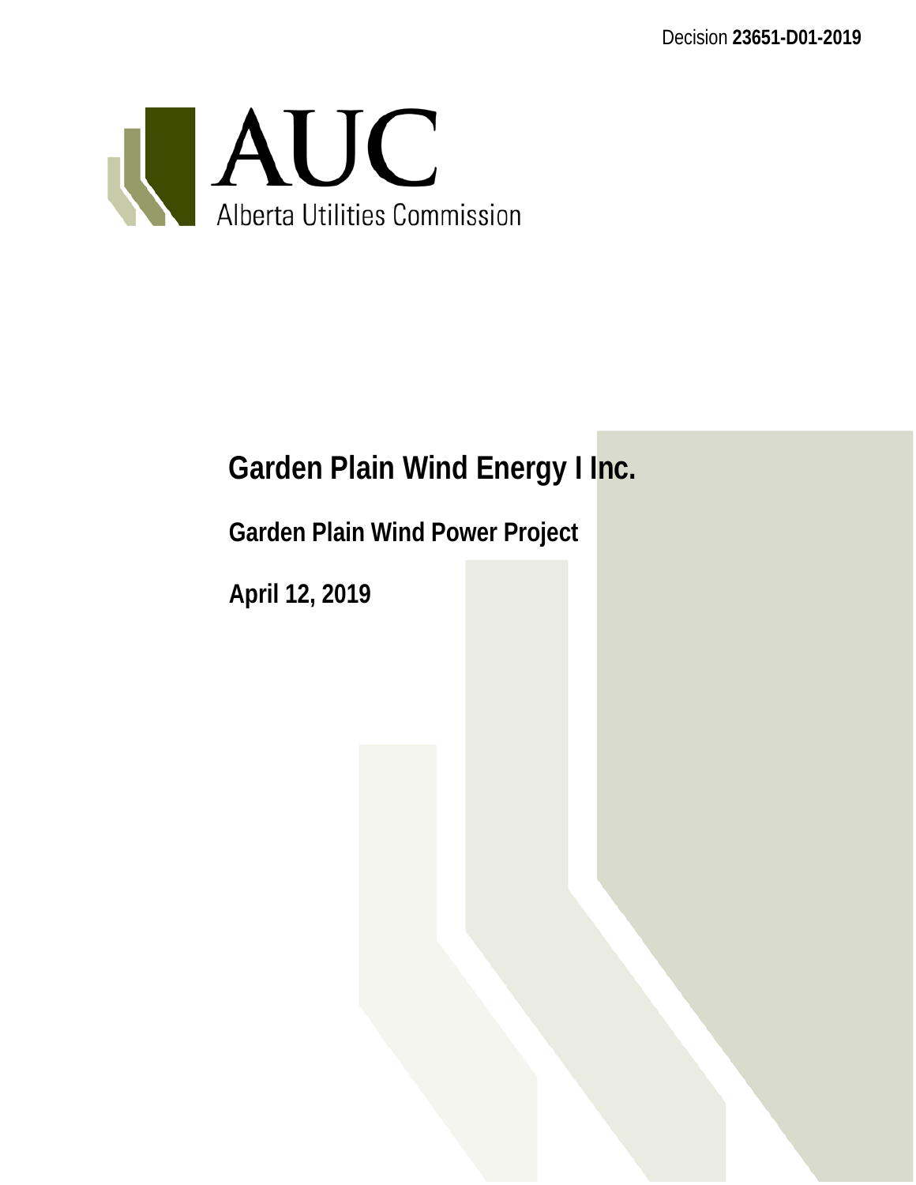Decision **23651-D01-2019**

AUC
Alberta Utilities Commission

# Garden Plain Wind Energy I Inc.

## Garden Plain Wind Power Project

**April 12, 2019**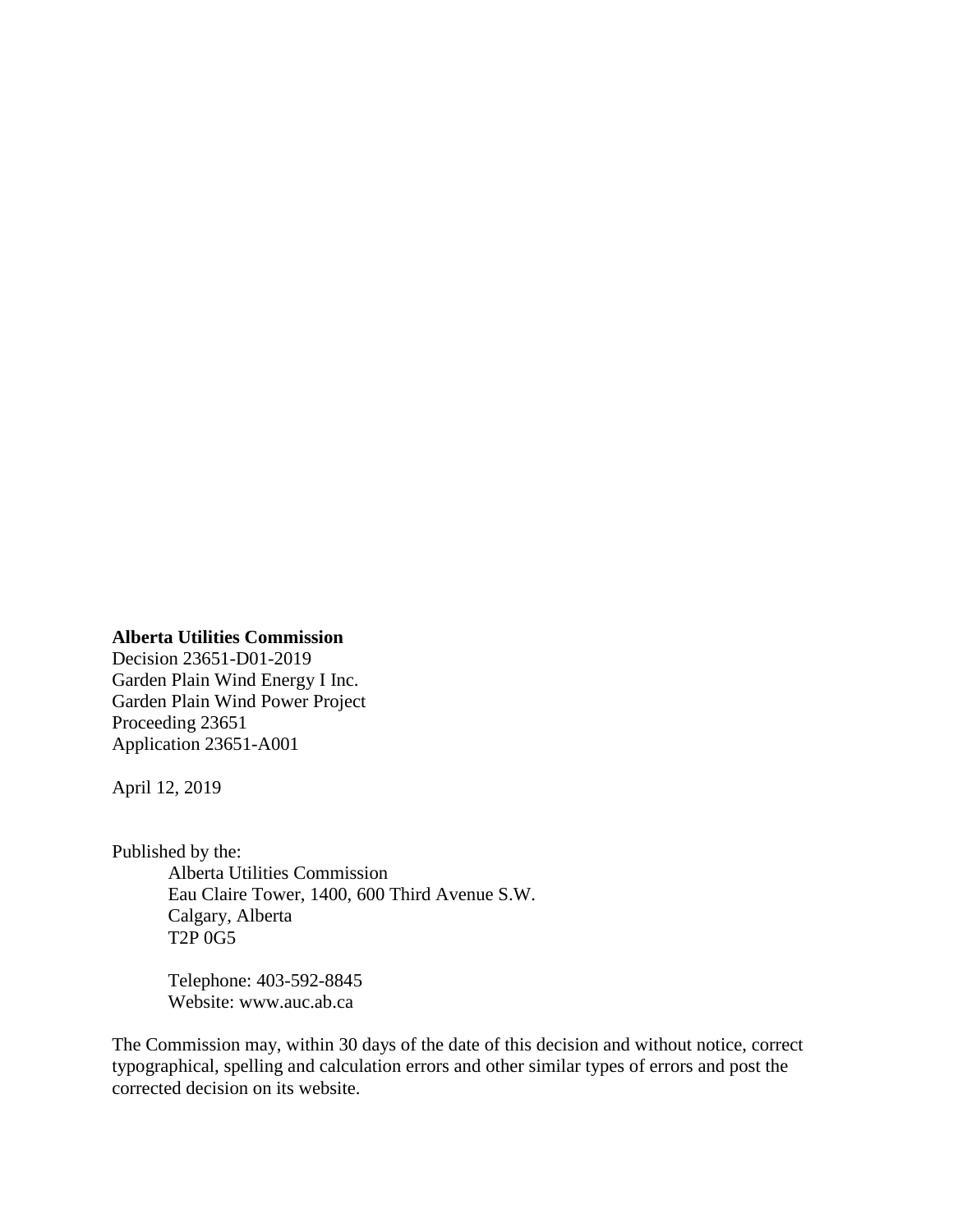**Alberta Utilities Commission**
Decision 23651-D01-2019
Garden Plain Wind Energy I Inc.
Garden Plain Wind Power Project
Proceeding 23651
Application 23651-A001

April 12, 2019

Published by the:

Alberta Utilities Commission
Eau Claire Tower, 1400, 600 Third Avenue S.W.
Calgary, Alberta
T2P 0G5

Telephone: 403-592-8845
Website: www.auc.ab.ca

The Commission may, within 30 days of the date of this decision and without notice, correct typographical, spelling and calculation errors and other similar types of errors and post the corrected decision on its website.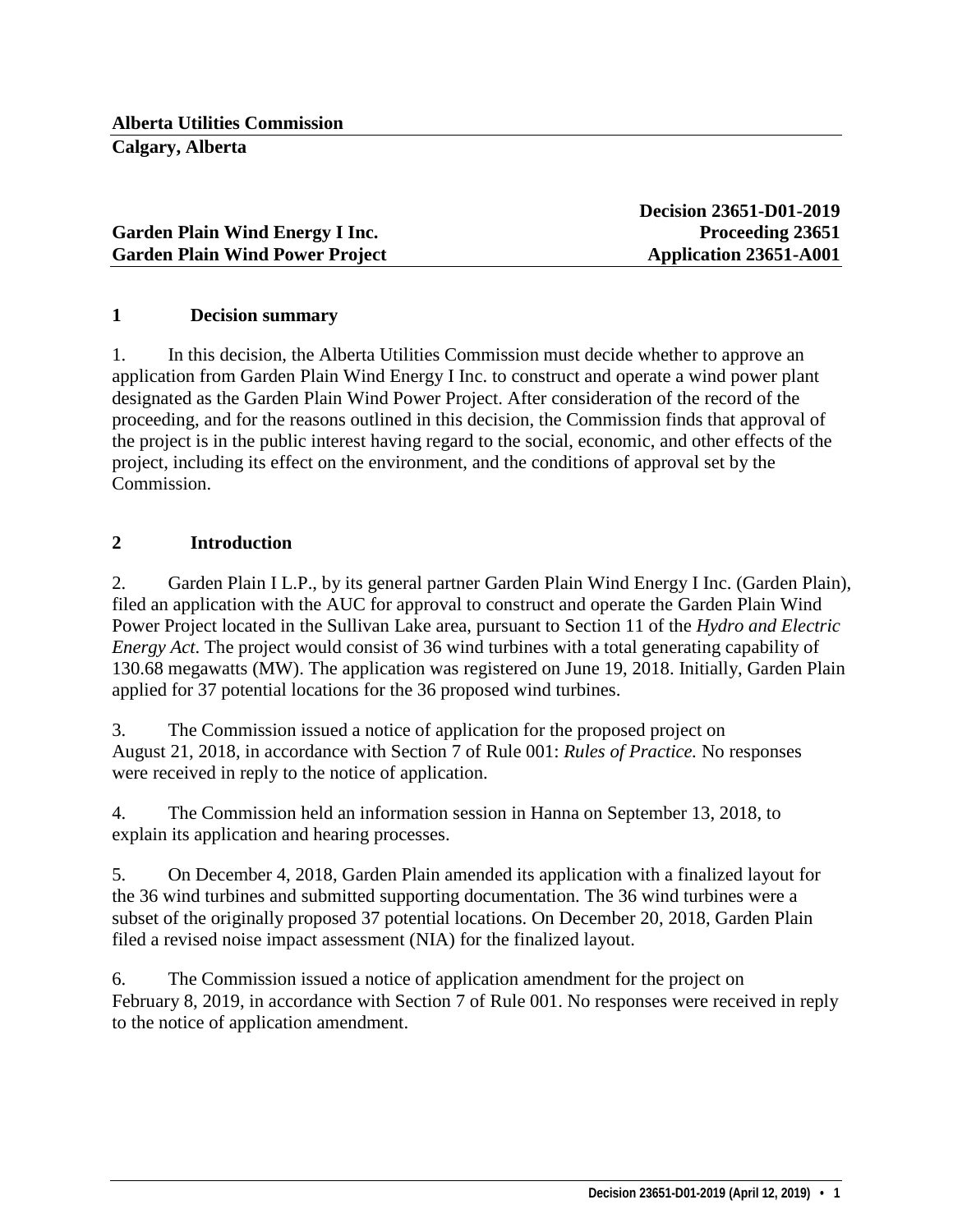**Alberta Utilities Commission**
**Calgary, Alberta**

**Decision 23651-D01-2019**

**Garden Plain Wind Energy I Inc.** **Proceeding 23651**
**Garden Plain Wind Power Project** **Application 23651-A001**

## 1 Decision summary

1. In this decision, the Alberta Utilities Commission must decide whether to approve an application from Garden Plain Wind Energy I Inc. to construct and operate a wind power plant designated as the Garden Plain Wind Power Project. After consideration of the record of the proceeding, and for the reasons outlined in this decision, the Commission finds that approval of the project is in the public interest having regard to the social, economic, and other effects of the project, including its effect on the environment, and the conditions of approval set by the Commission.

## 2 Introduction

2. Garden Plain I L.P., by its general partner Garden Plain Wind Energy I Inc. (Garden Plain), filed an application with the AUC for approval to construct and operate the Garden Plain Wind Power Project located in the Sullivan Lake area, pursuant to Section 11 of the *Hydro and Electric Energy Act*. The project would consist of 36 wind turbines with a total generating capability of 130.68 megawatts (MW). The application was registered on June 19, 2018. Initially, Garden Plain applied for 37 potential locations for the 36 proposed wind turbines.

3. The Commission issued a notice of application for the proposed project on August 21, 2018, in accordance with Section 7 of Rule 001: *Rules of Practice.* No responses were received in reply to the notice of application.

4. The Commission held an information session in Hanna on September 13, 2018, to explain its application and hearing processes.

5. On December 4, 2018, Garden Plain amended its application with a finalized layout for the 36 wind turbines and submitted supporting documentation. The 36 wind turbines were a subset of the originally proposed 37 potential locations. On December 20, 2018, Garden Plain filed a revised noise impact assessment (NIA) for the finalized layout.

6. The Commission issued a notice of application amendment for the project on February 8, 2019, in accordance with Section 7 of Rule 001. No responses were received in reply to the notice of application amendment.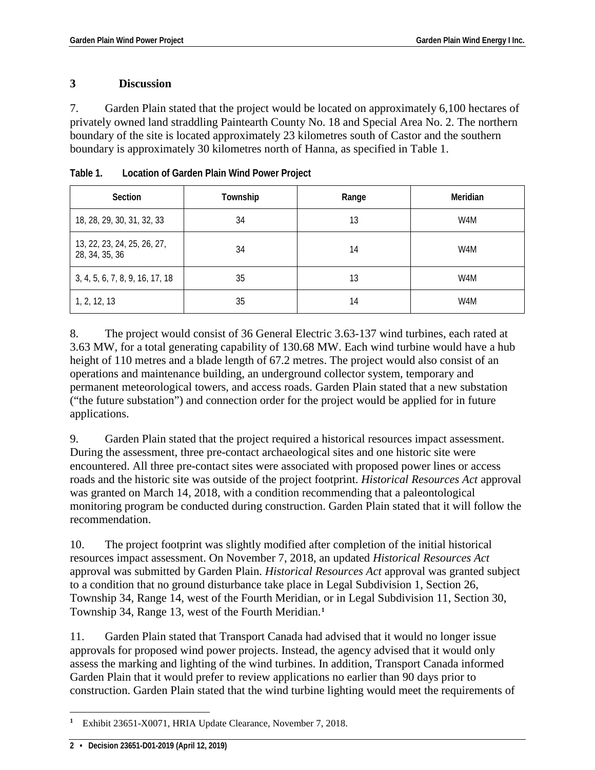## 3 Discussion

7. Garden Plain stated that the project would be located on approximately 6,100 hectares of privately owned land straddling Paintearth County No. 18 and Special Area No. 2. The northern boundary of the site is located approximately 23 kilometres south of Castor and the southern boundary is approximately 30 kilometres north of Hanna, as specified in Table 1.

**Table 1. Location of Garden Plain Wind Power Project**

| Section | Township | Range | Meridian |
|---|---|---|---|
| 18, 28, 29, 30, 31, 32, 33 | 34 | 13 | W4M |
| 13, 22, 23, 24, 25, 26, 27, 28, 34, 35, 36 | 34 | 14 | W4M |
| 3, 4, 5, 6, 7, 8, 9, 16, 17, 18 | 35 | 13 | W4M |
| 1, 2, 12, 13 | 35 | 14 | W4M |

8. The project would consist of 36 General Electric 3.63-137 wind turbines, each rated at 3.63 MW, for a total generating capability of 130.68 MW. Each wind turbine would have a hub height of 110 metres and a blade length of 67.2 metres. The project would also consist of an operations and maintenance building, an underground collector system, temporary and permanent meteorological towers, and access roads. Garden Plain stated that a new substation ("the future substation") and connection order for the project would be applied for in future applications.

9. Garden Plain stated that the project required a historical resources impact assessment. During the assessment, three pre-contact archaeological sites and one historic site were encountered. All three pre-contact sites were associated with proposed power lines or access roads and the historic site was outside of the project footprint. *Historical Resources Act* approval was granted on March 14, 2018, with a condition recommending that a paleontological monitoring program be conducted during construction. Garden Plain stated that it will follow the recommendation.

10. The project footprint was slightly modified after completion of the initial historical resources impact assessment. On November 7, 2018, an updated *Historical Resources Act* approval was submitted by Garden Plain. *Historical Resources Act* approval was granted subject to a condition that no ground disturbance take place in Legal Subdivision 1, Section 26, Township 34, Range 14, west of the Fourth Meridian, or in Legal Subdivision 11, Section 30, Township 34, Range 13, west of the Fourth Meridian.[1]

11. Garden Plain stated that Transport Canada had advised that it would no longer issue approvals for proposed wind power projects. Instead, the agency advised that it would only assess the marking and lighting of the wind turbines. In addition, Transport Canada informed Garden Plain that it would prefer to review applications no earlier than 90 days prior to construction. Garden Plain stated that the wind turbine lighting would meet the requirements of

[1] Exhibit 23651-X0071, HRIA Update Clearance, November 7, 2018.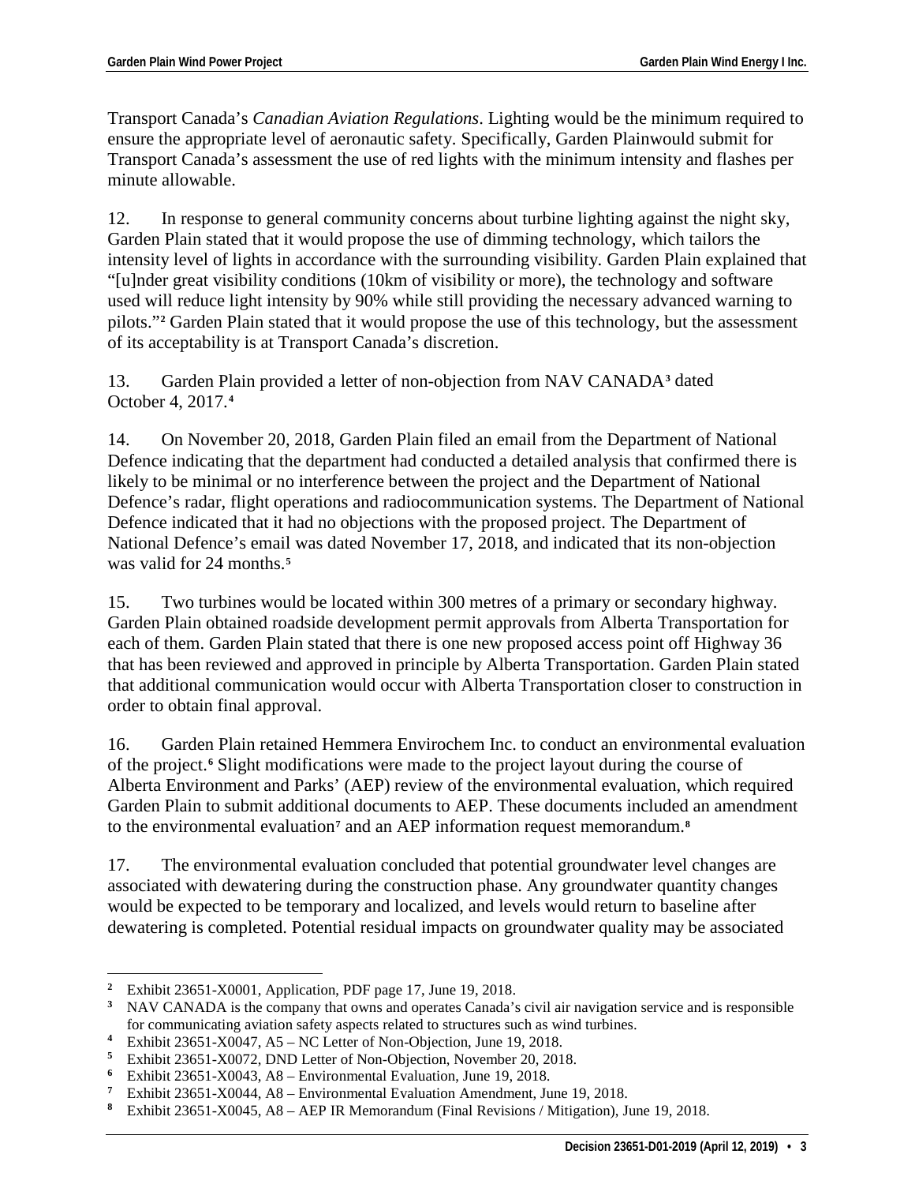Transport Canada's *Canadian Aviation Regulations*. Lighting would be the minimum required to ensure the appropriate level of aeronautic safety. Specifically, Garden Plainwould submit for Transport Canada's assessment the use of red lights with the minimum intensity and flashes per minute allowable.

12. In response to general community concerns about turbine lighting against the night sky, Garden Plain stated that it would propose the use of dimming technology, which tailors the intensity level of lights in accordance with the surrounding visibility. Garden Plain explained that "[u]nder great visibility conditions (10km of visibility or more), the technology and software used will reduce light intensity by 90% while still providing the necessary advanced warning to pilots."[2] Garden Plain stated that it would propose the use of this technology, but the assessment of its acceptability is at Transport Canada's discretion.

13. Garden Plain provided a letter of non-objection from NAV CANADA[3] dated October 4, 2017.[4]

14. On November 20, 2018, Garden Plain filed an email from the Department of National Defence indicating that the department had conducted a detailed analysis that confirmed there is likely to be minimal or no interference between the project and the Department of National Defence's radar, flight operations and radiocommunication systems. The Department of National Defence indicated that it had no objections with the proposed project. The Department of National Defence's email was dated November 17, 2018, and indicated that its non-objection was valid for 24 months.[5]

15. Two turbines would be located within 300 metres of a primary or secondary highway. Garden Plain obtained roadside development permit approvals from Alberta Transportation for each of them. Garden Plain stated that there is one new proposed access point off Highway 36 that has been reviewed and approved in principle by Alberta Transportation. Garden Plain stated that additional communication would occur with Alberta Transportation closer to construction in order to obtain final approval.

16. Garden Plain retained Hemmera Envirochem Inc. to conduct an environmental evaluation of the project.[6] Slight modifications were made to the project layout during the course of Alberta Environment and Parks' (AEP) review of the environmental evaluation, which required Garden Plain to submit additional documents to AEP. These documents included an amendment to the environmental evaluation[7] and an AEP information request memorandum.[8]

17. The environmental evaluation concluded that potential groundwater level changes are associated with dewatering during the construction phase. Any groundwater quantity changes would be expected to be temporary and localized, and levels would return to baseline after dewatering is completed. Potential residual impacts on groundwater quality may be associated

---

[2] Exhibit 23651-X0001, Application, PDF page 17, June 19, 2018.

[3] NAV CANADA is the company that owns and operates Canada's civil air navigation service and is responsible for communicating aviation safety aspects related to structures such as wind turbines.

[4] Exhibit 23651-X0047, A5 – NC Letter of Non-Objection, June 19, 2018.

[5] Exhibit 23651-X0072, DND Letter of Non-Objection, November 20, 2018.

[6] Exhibit 23651-X0043, A8 – Environmental Evaluation, June 19, 2018.

[7] Exhibit 23651-X0044, A8 – Environmental Evaluation Amendment, June 19, 2018.

[8] Exhibit 23651-X0045, A8 – AEP IR Memorandum (Final Revisions / Mitigation), June 19, 2018.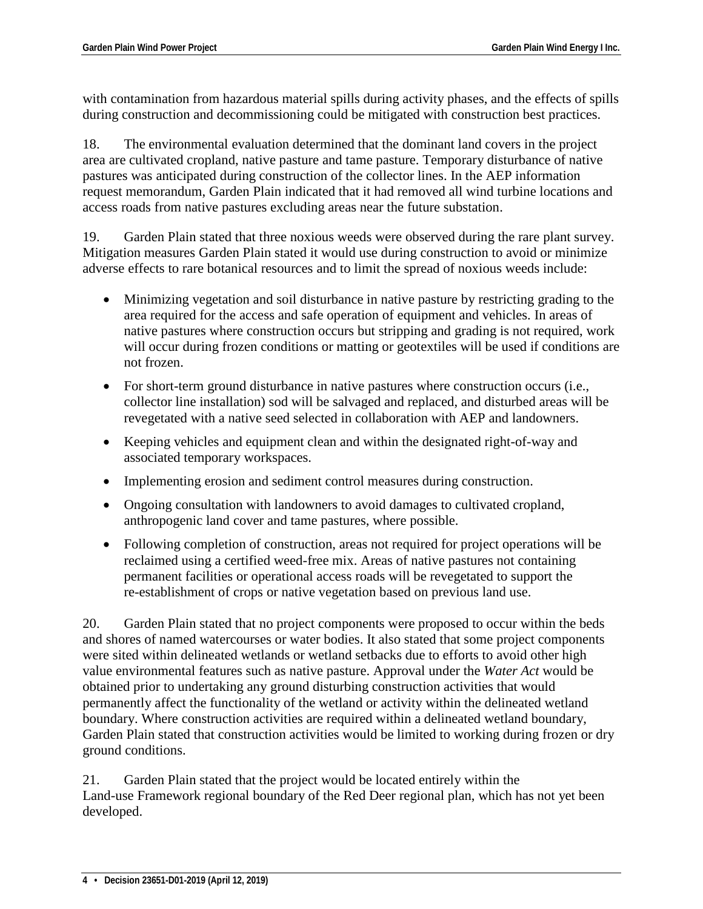with contamination from hazardous material spills during activity phases, and the effects of spills during construction and decommissioning could be mitigated with construction best practices.

18. The environmental evaluation determined that the dominant land covers in the project area are cultivated cropland, native pasture and tame pasture. Temporary disturbance of native pastures was anticipated during construction of the collector lines. In the AEP information request memorandum, Garden Plain indicated that it had removed all wind turbine locations and access roads from native pastures excluding areas near the future substation.

19. Garden Plain stated that three noxious weeds were observed during the rare plant survey. Mitigation measures Garden Plain stated it would use during construction to avoid or minimize adverse effects to rare botanical resources and to limit the spread of noxious weeds include:

- Minimizing vegetation and soil disturbance in native pasture by restricting grading to the area required for the access and safe operation of equipment and vehicles. In areas of native pastures where construction occurs but stripping and grading is not required, work will occur during frozen conditions or matting or geotextiles will be used if conditions are not frozen.
- For short-term ground disturbance in native pastures where construction occurs (i.e., collector line installation) sod will be salvaged and replaced, and disturbed areas will be revegetated with a native seed selected in collaboration with AEP and landowners.
- Keeping vehicles and equipment clean and within the designated right-of-way and associated temporary workspaces.
- Implementing erosion and sediment control measures during construction.
- Ongoing consultation with landowners to avoid damages to cultivated cropland, anthropogenic land cover and tame pastures, where possible.
- Following completion of construction, areas not required for project operations will be reclaimed using a certified weed-free mix. Areas of native pastures not containing permanent facilities or operational access roads will be revegetated to support the re-establishment of crops or native vegetation based on previous land use.

20. Garden Plain stated that no project components were proposed to occur within the beds and shores of named watercourses or water bodies. It also stated that some project components were sited within delineated wetlands or wetland setbacks due to efforts to avoid other high value environmental features such as native pasture. Approval under the *Water Act* would be obtained prior to undertaking any ground disturbing construction activities that would permanently affect the functionality of the wetland or activity within the delineated wetland boundary. Where construction activities are required within a delineated wetland boundary, Garden Plain stated that construction activities would be limited to working during frozen or dry ground conditions.

21. Garden Plain stated that the project would be located entirely within the Land-use Framework regional boundary of the Red Deer regional plan, which has not yet been developed.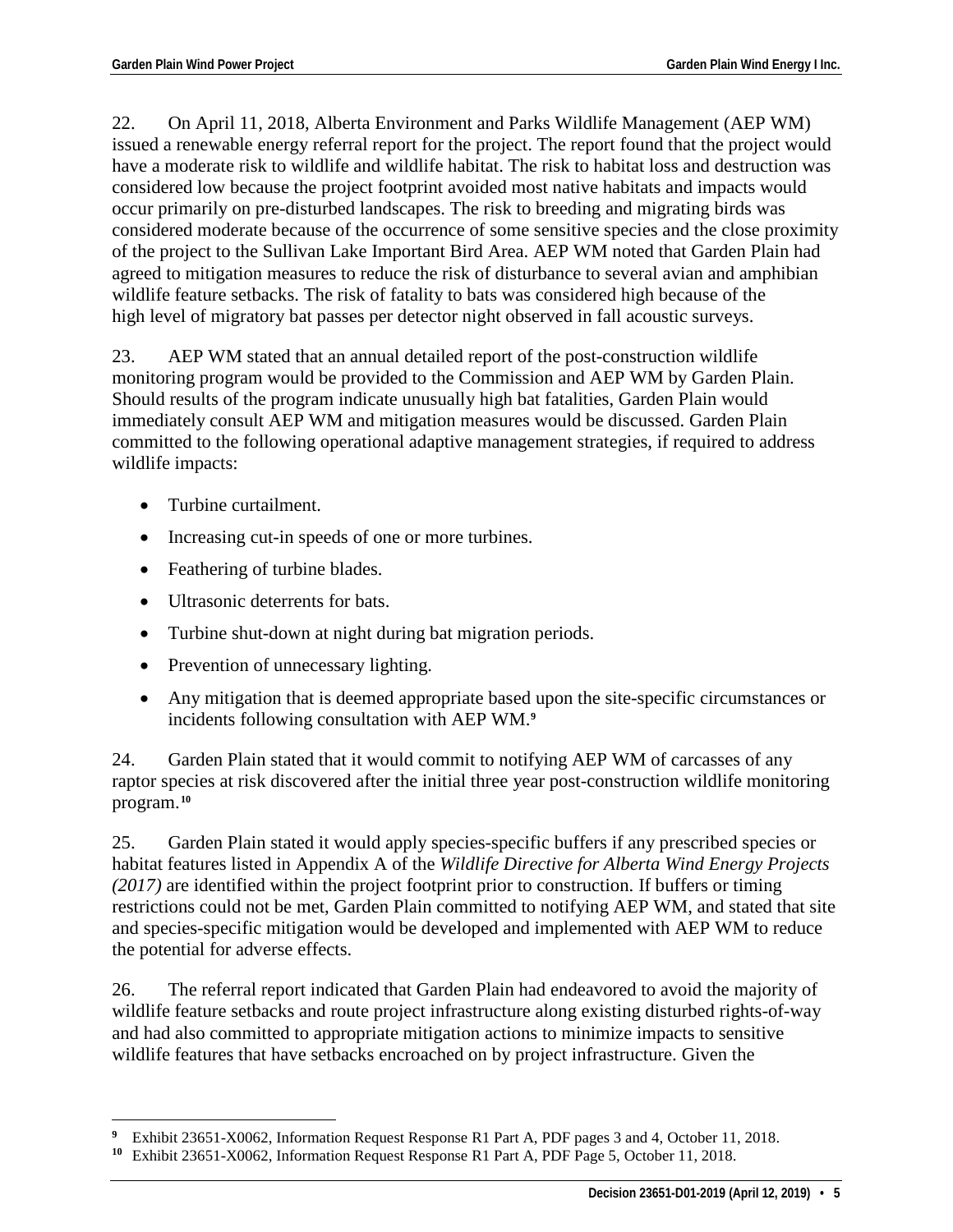22. On April 11, 2018, Alberta Environment and Parks Wildlife Management (AEP WM) issued a renewable energy referral report for the project. The report found that the project would have a moderate risk to wildlife and wildlife habitat. The risk to habitat loss and destruction was considered low because the project footprint avoided most native habitats and impacts would occur primarily on pre-disturbed landscapes. The risk to breeding and migrating birds was considered moderate because of the occurrence of some sensitive species and the close proximity of the project to the Sullivan Lake Important Bird Area. AEP WM noted that Garden Plain had agreed to mitigation measures to reduce the risk of disturbance to several avian and amphibian wildlife feature setbacks. The risk of fatality to bats was considered high because of the high level of migratory bat passes per detector night observed in fall acoustic surveys.

23. AEP WM stated that an annual detailed report of the post-construction wildlife monitoring program would be provided to the Commission and AEP WM by Garden Plain. Should results of the program indicate unusually high bat fatalities, Garden Plain would immediately consult AEP WM and mitigation measures would be discussed. Garden Plain committed to the following operational adaptive management strategies, if required to address wildlife impacts:

- Turbine curtailment.
- Increasing cut-in speeds of one or more turbines.
- Feathering of turbine blades.
- Ultrasonic deterrents for bats.
- Turbine shut-down at night during bat migration periods.
- Prevention of unnecessary lighting.
- Any mitigation that is deemed appropriate based upon the site-specific circumstances or incidents following consultation with AEP WM.[9]

24. Garden Plain stated that it would commit to notifying AEP WM of carcasses of any raptor species at risk discovered after the initial three year post-construction wildlife monitoring program.[10]

25. Garden Plain stated it would apply species-specific buffers if any prescribed species or habitat features listed in Appendix A of the *Wildlife Directive for Alberta Wind Energy Projects (2017)* are identified within the project footprint prior to construction. If buffers or timing restrictions could not be met, Garden Plain committed to notifying AEP WM, and stated that site and species-specific mitigation would be developed and implemented with AEP WM to reduce the potential for adverse effects.

26. The referral report indicated that Garden Plain had endeavored to avoid the majority of wildlife feature setbacks and route project infrastructure along existing disturbed rights-of-way and had also committed to appropriate mitigation actions to minimize impacts to sensitive wildlife features that have setbacks encroached on by project infrastructure. Given the

---

[9] Exhibit 23651-X0062, Information Request Response R1 Part A, PDF pages 3 and 4, October 11, 2018.

[10] Exhibit 23651-X0062, Information Request Response R1 Part A, PDF Page 5, October 11, 2018.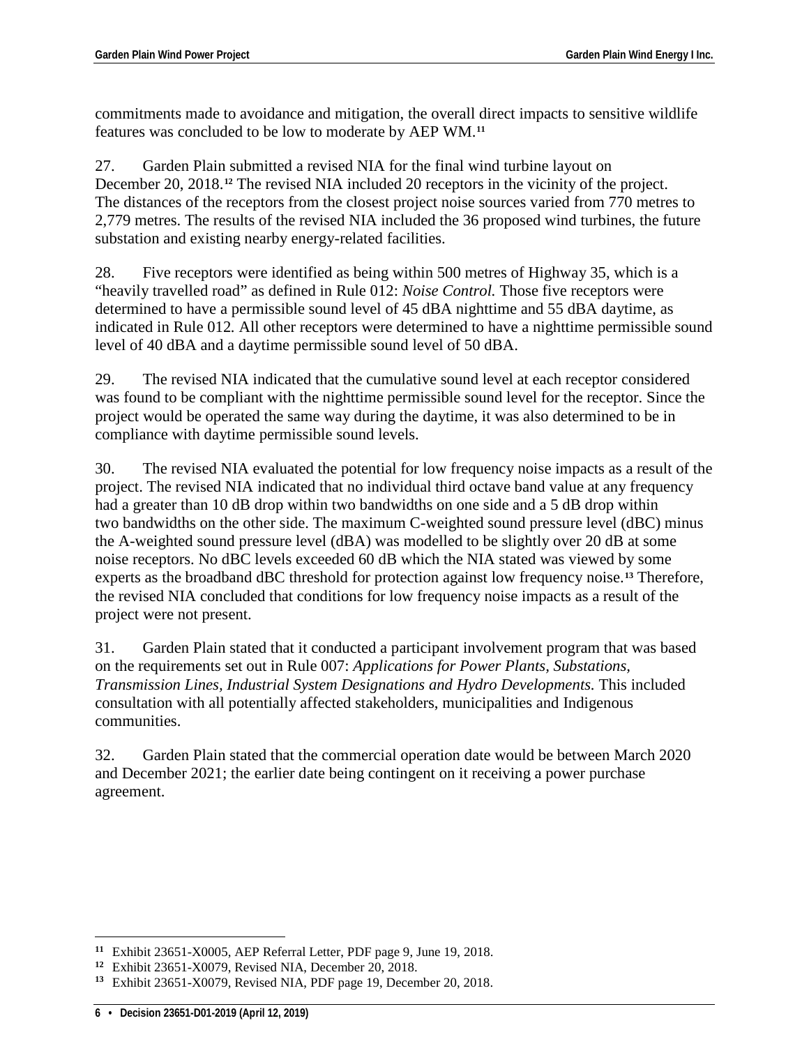commitments made to avoidance and mitigation, the overall direct impacts to sensitive wildlife features was concluded to be low to moderate by AEP WM.[11]

27. Garden Plain submitted a revised NIA for the final wind turbine layout on December 20, 2018.[12] The revised NIA included 20 receptors in the vicinity of the project. The distances of the receptors from the closest project noise sources varied from 770 metres to 2,779 metres. The results of the revised NIA included the 36 proposed wind turbines, the future substation and existing nearby energy-related facilities.

28. Five receptors were identified as being within 500 metres of Highway 35, which is a "heavily travelled road" as defined in Rule 012: *Noise Control.* Those five receptors were determined to have a permissible sound level of 45 dBA nighttime and 55 dBA daytime, as indicated in Rule 012. All other receptors were determined to have a nighttime permissible sound level of 40 dBA and a daytime permissible sound level of 50 dBA.

29. The revised NIA indicated that the cumulative sound level at each receptor considered was found to be compliant with the nighttime permissible sound level for the receptor. Since the project would be operated the same way during the daytime, it was also determined to be in compliance with daytime permissible sound levels.

30. The revised NIA evaluated the potential for low frequency noise impacts as a result of the project. The revised NIA indicated that no individual third octave band value at any frequency had a greater than 10 dB drop within two bandwidths on one side and a 5 dB drop within two bandwidths on the other side. The maximum C-weighted sound pressure level (dBC) minus the A-weighted sound pressure level (dBA) was modelled to be slightly over 20 dB at some noise receptors. No dBC levels exceeded 60 dB which the NIA stated was viewed by some experts as the broadband dBC threshold for protection against low frequency noise.[13] Therefore, the revised NIA concluded that conditions for low frequency noise impacts as a result of the project were not present.

31. Garden Plain stated that it conducted a participant involvement program that was based on the requirements set out in Rule 007: *Applications for Power Plants, Substations, Transmission Lines, Industrial System Designations and Hydro Developments.* This included consultation with all potentially affected stakeholders, municipalities and Indigenous communities.

32. Garden Plain stated that the commercial operation date would be between March 2020 and December 2021; the earlier date being contingent on it receiving a power purchase agreement.

---

[11] Exhibit 23651-X0005, AEP Referral Letter, PDF page 9, June 19, 2018.

[12] Exhibit 23651-X0079, Revised NIA, December 20, 2018.

[13] Exhibit 23651-X0079, Revised NIA, PDF page 19, December 20, 2018.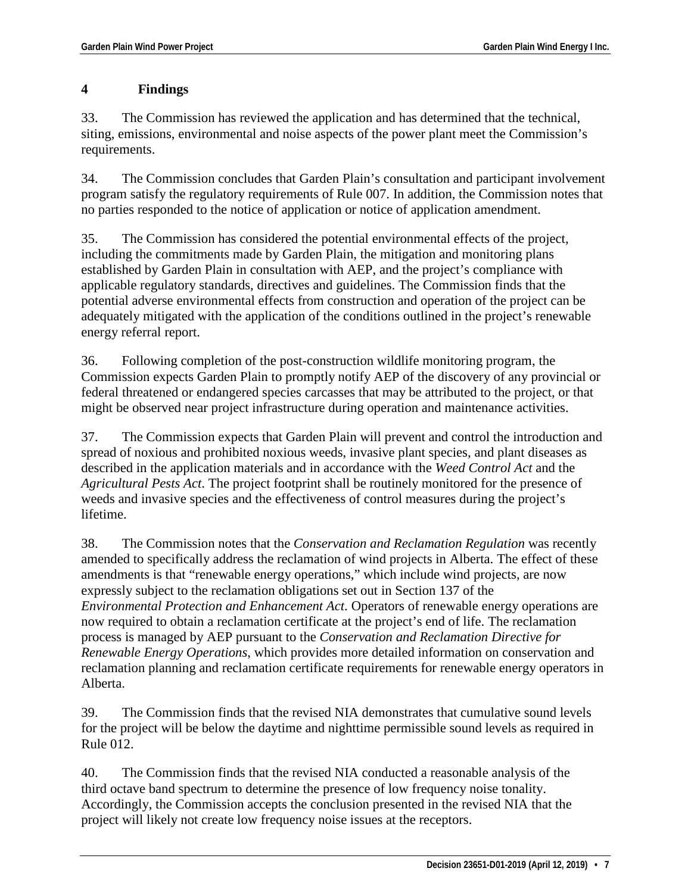# 4 Findings

33. The Commission has reviewed the application and has determined that the technical, siting, emissions, environmental and noise aspects of the power plant meet the Commission's requirements.

34. The Commission concludes that Garden Plain's consultation and participant involvement program satisfy the regulatory requirements of Rule 007. In addition, the Commission notes that no parties responded to the notice of application or notice of application amendment.

35. The Commission has considered the potential environmental effects of the project, including the commitments made by Garden Plain, the mitigation and monitoring plans established by Garden Plain in consultation with AEP, and the project's compliance with applicable regulatory standards, directives and guidelines. The Commission finds that the potential adverse environmental effects from construction and operation of the project can be adequately mitigated with the application of the conditions outlined in the project's renewable energy referral report.

36. Following completion of the post-construction wildlife monitoring program, the Commission expects Garden Plain to promptly notify AEP of the discovery of any provincial or federal threatened or endangered species carcasses that may be attributed to the project, or that might be observed near project infrastructure during operation and maintenance activities.

37. The Commission expects that Garden Plain will prevent and control the introduction and spread of noxious and prohibited noxious weeds, invasive plant species, and plant diseases as described in the application materials and in accordance with the *Weed Control Act* and the *Agricultural Pests Act*. The project footprint shall be routinely monitored for the presence of weeds and invasive species and the effectiveness of control measures during the project's lifetime.

38. The Commission notes that the *Conservation and Reclamation Regulation* was recently amended to specifically address the reclamation of wind projects in Alberta. The effect of these amendments is that "renewable energy operations," which include wind projects, are now expressly subject to the reclamation obligations set out in Section 137 of the *Environmental Protection and Enhancement Act*. Operators of renewable energy operations are now required to obtain a reclamation certificate at the project's end of life. The reclamation process is managed by AEP pursuant to the *Conservation and Reclamation Directive for Renewable Energy Operations*, which provides more detailed information on conservation and reclamation planning and reclamation certificate requirements for renewable energy operators in Alberta.

39. The Commission finds that the revised NIA demonstrates that cumulative sound levels for the project will be below the daytime and nighttime permissible sound levels as required in Rule 012.

40. The Commission finds that the revised NIA conducted a reasonable analysis of the third octave band spectrum to determine the presence of low frequency noise tonality. Accordingly, the Commission accepts the conclusion presented in the revised NIA that the project will likely not create low frequency noise issues at the receptors.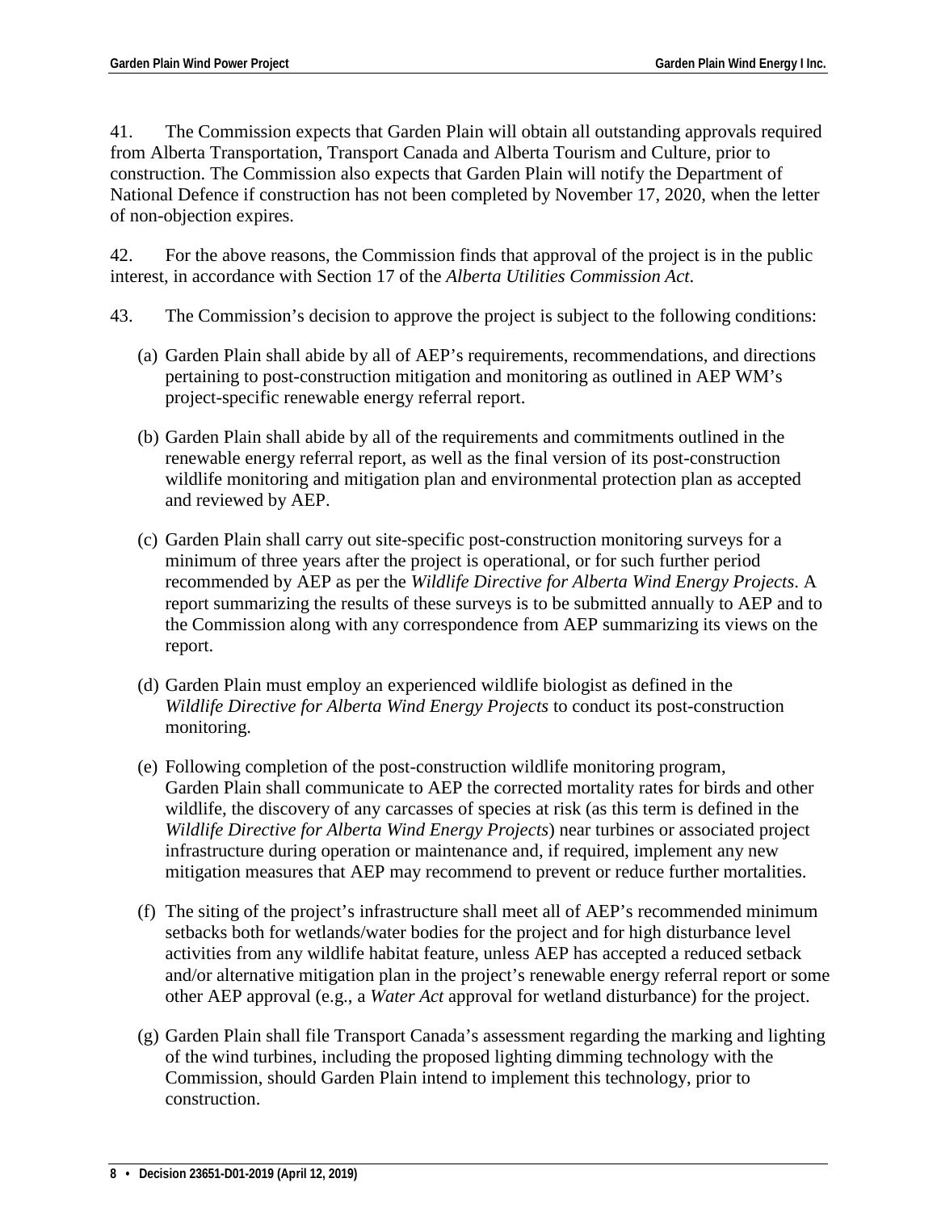41. The Commission expects that Garden Plain will obtain all outstanding approvals required from Alberta Transportation, Transport Canada and Alberta Tourism and Culture, prior to construction. The Commission also expects that Garden Plain will notify the Department of National Defence if construction has not been completed by November 17, 2020, when the letter of non-objection expires.

42. For the above reasons, the Commission finds that approval of the project is in the public interest, in accordance with Section 17 of the *Alberta Utilities Commission Act*.

43. The Commission's decision to approve the project is subject to the following conditions:

(a) Garden Plain shall abide by all of AEP's requirements, recommendations, and directions pertaining to post-construction mitigation and monitoring as outlined in AEP WM's project-specific renewable energy referral report.

(b) Garden Plain shall abide by all of the requirements and commitments outlined in the renewable energy referral report, as well as the final version of its post-construction wildlife monitoring and mitigation plan and environmental protection plan as accepted and reviewed by AEP.

(c) Garden Plain shall carry out site-specific post-construction monitoring surveys for a minimum of three years after the project is operational, or for such further period recommended by AEP as per the *Wildlife Directive for Alberta Wind Energy Projects*. A report summarizing the results of these surveys is to be submitted annually to AEP and to the Commission along with any correspondence from AEP summarizing its views on the report.

(d) Garden Plain must employ an experienced wildlife biologist as defined in the *Wildlife Directive for Alberta Wind Energy Projects* to conduct its post-construction monitoring.

(e) Following completion of the post-construction wildlife monitoring program, Garden Plain shall communicate to AEP the corrected mortality rates for birds and other wildlife, the discovery of any carcasses of species at risk (as this term is defined in the *Wildlife Directive for Alberta Wind Energy Projects*) near turbines or associated project infrastructure during operation or maintenance and, if required, implement any new mitigation measures that AEP may recommend to prevent or reduce further mortalities.

(f) The siting of the project's infrastructure shall meet all of AEP's recommended minimum setbacks both for wetlands/water bodies for the project and for high disturbance level activities from any wildlife habitat feature, unless AEP has accepted a reduced setback and/or alternative mitigation plan in the project's renewable energy referral report or some other AEP approval (e.g., a *Water Act* approval for wetland disturbance) for the project.

(g) Garden Plain shall file Transport Canada's assessment regarding the marking and lighting of the wind turbines, including the proposed lighting dimming technology with the Commission, should Garden Plain intend to implement this technology, prior to construction.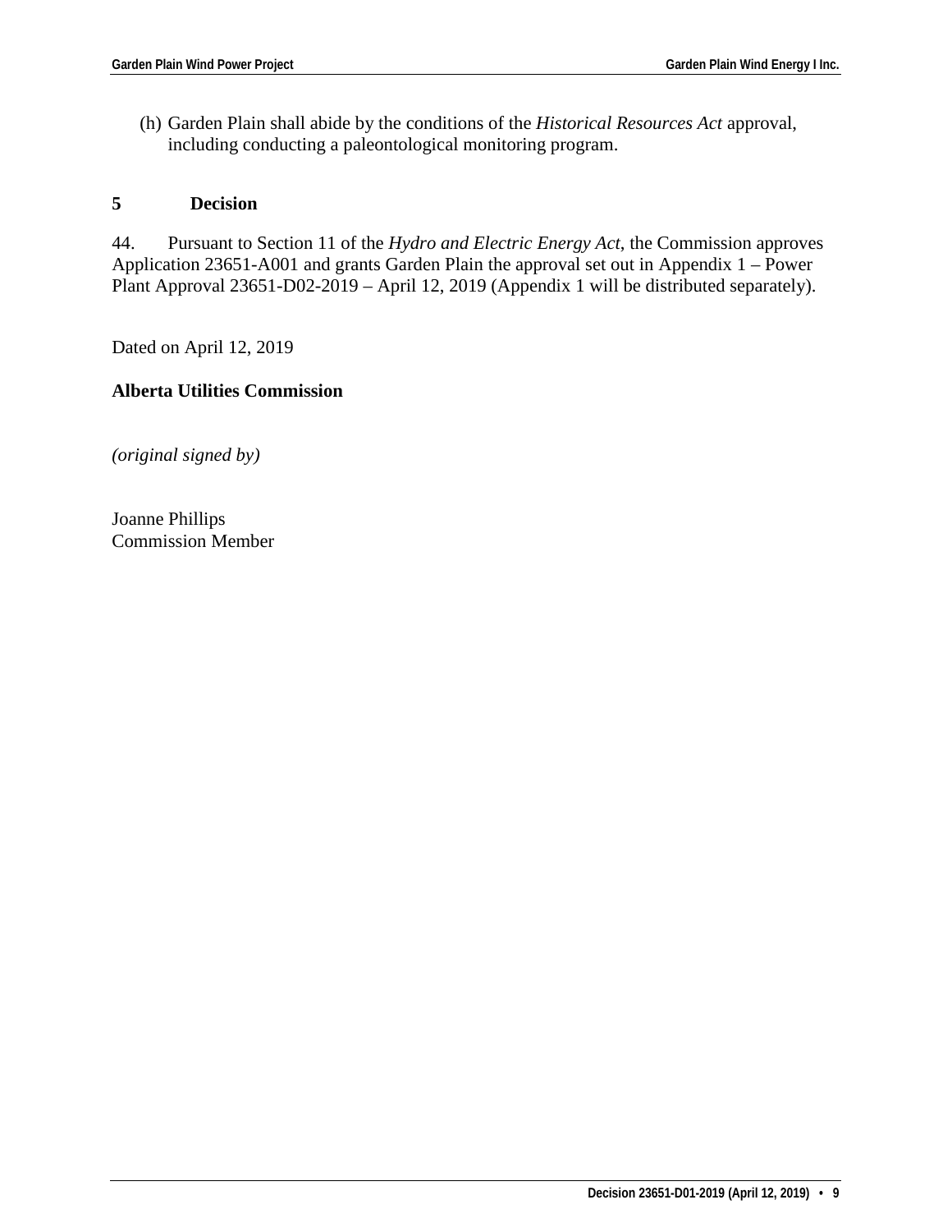(h) Garden Plain shall abide by the conditions of the *Historical Resources Act* approval, including conducting a paleontological monitoring program.

## 5 Decision

44. Pursuant to Section 11 of the *Hydro and Electric Energy Act*, the Commission approves Application 23651-A001 and grants Garden Plain the approval set out in Appendix 1 – Power Plant Approval 23651-D02-2019 – April 12, 2019 (Appendix 1 will be distributed separately).

Dated on April 12, 2019

**Alberta Utilities Commission**

*(original signed by)*

Joanne Phillips
Commission Member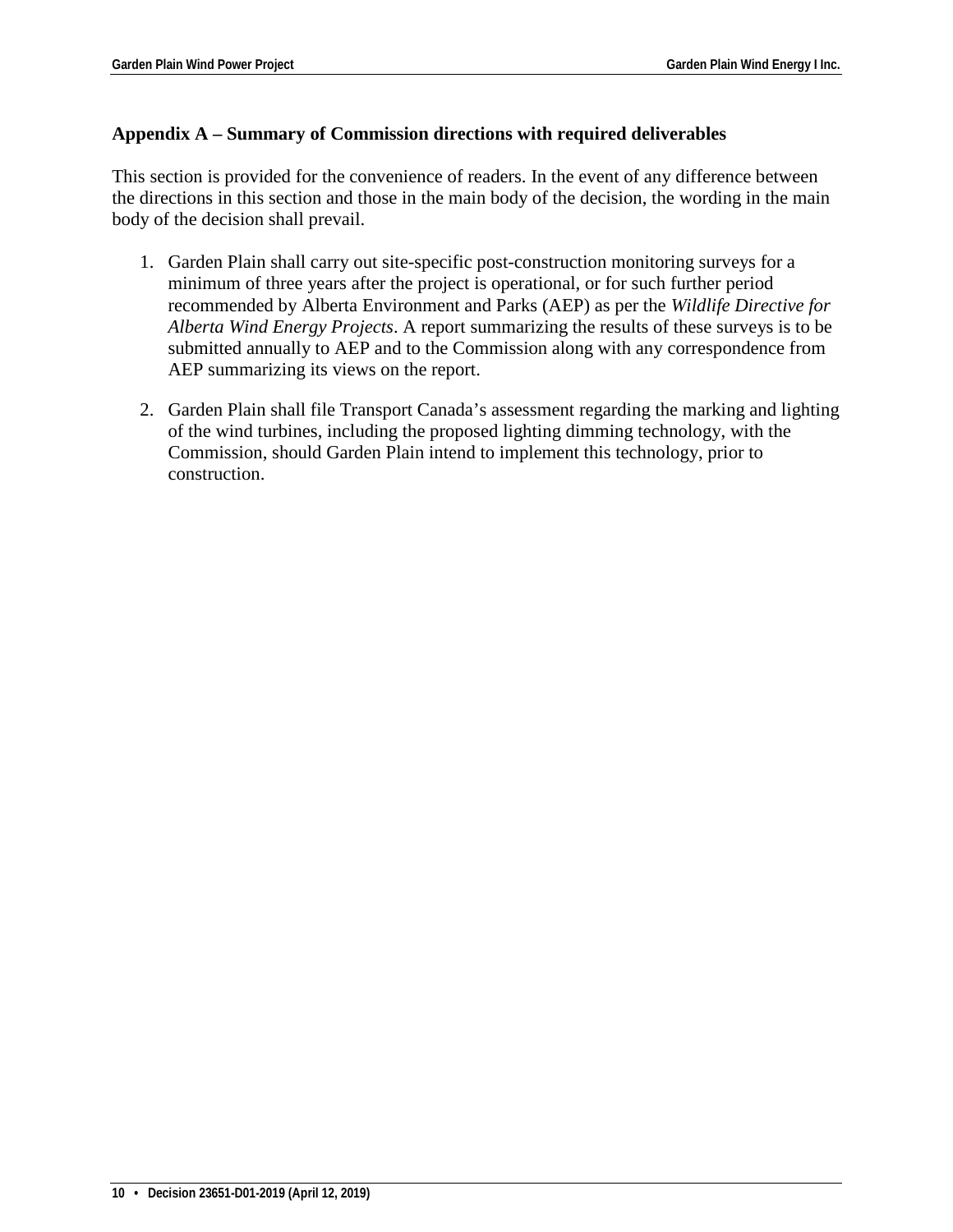## Appendix A – Summary of Commission directions with required deliverables

This section is provided for the convenience of readers. In the event of any difference between the directions in this section and those in the main body of the decision, the wording in the main body of the decision shall prevail.

1. Garden Plain shall carry out site-specific post-construction monitoring surveys for a minimum of three years after the project is operational, or for such further period recommended by Alberta Environment and Parks (AEP) as per the *Wildlife Directive for Alberta Wind Energy Projects*. A report summarizing the results of these surveys is to be submitted annually to AEP and to the Commission along with any correspondence from AEP summarizing its views on the report.

2. Garden Plain shall file Transport Canada's assessment regarding the marking and lighting of the wind turbines, including the proposed lighting dimming technology, with the Commission, should Garden Plain intend to implement this technology, prior to construction.